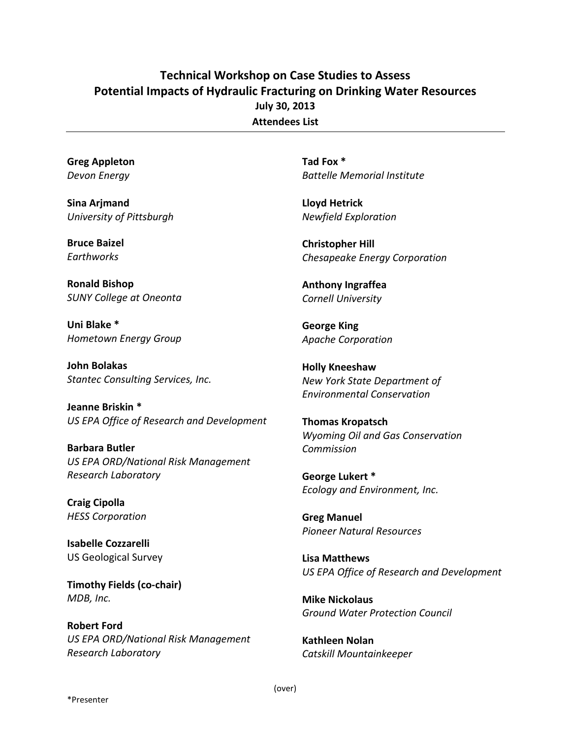# Technical Workshop on Case Studies to Assess Potential Impacts of Hydraulic Fracturing on Drinking Water Resources

**July 30, 2013**

**Attendees List**

---

**Greg Appleton**
*Devon Energy*

**Sina Arjmand**
*University of Pittsburgh*

**Bruce Baizel**
*Earthworks*

**Ronald Bishop**
*SUNY College at Oneonta*

**Uni Blake ***
*Hometown Energy Group*

**John Bolakas**
*Stantec Consulting Services, Inc.*

**Jeanne Briskin ***
*US EPA Office of Research and Development*

**Barbara Butler**
*US EPA ORD/National Risk Management Research Laboratory*

**Craig Cipolla**
*HESS Corporation*

**Isabelle Cozzarelli**
US Geological Survey

**Timothy Fields (co-chair)**
*MDB, Inc.*

**Robert Ford**
*US EPA ORD/National Risk Management Research Laboratory*

**Tad Fox ***
*Battelle Memorial Institute*

**Lloyd Hetrick**
*Newfield Exploration*

**Christopher Hill**
*Chesapeake Energy Corporation*

**Anthony Ingraffea**
*Cornell University*

**George King**
*Apache Corporation*

**Holly Kneeshaw**
*New York State Department of Environmental Conservation*

**Thomas Kropatsch**
*Wyoming Oil and Gas Conservation Commission*

**George Lukert ***
*Ecology and Environment, Inc.*

**Greg Manuel**
*Pioneer Natural Resources*

**Lisa Matthews**
*US EPA Office of Research and Development*

**Mike Nickolaus**
*Ground Water Protection Council*

**Kathleen Nolan**
*Catskill Mountainkeeper*

(over)

*Presenter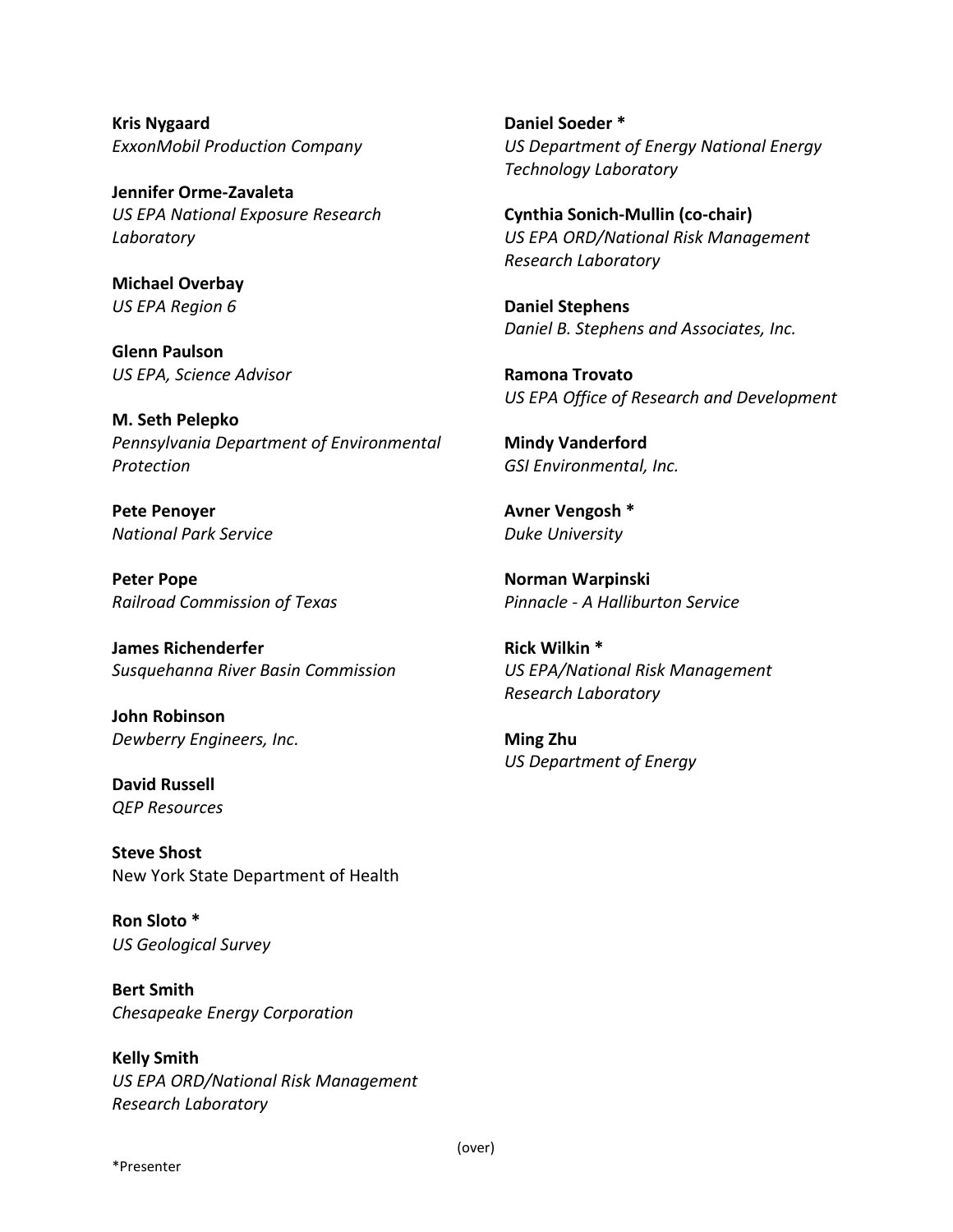**Kris Nygaard**
*ExxonMobil Production Company*

**Jennifer Orme-Zavaleta**
*US EPA National Exposure Research Laboratory*

**Michael Overbay**
*US EPA Region 6*

**Glenn Paulson**
*US EPA, Science Advisor*

**M. Seth Pelepko**
*Pennsylvania Department of Environmental Protection*

**Pete Penoyer**
*National Park Service*

**Peter Pope**
*Railroad Commission of Texas*

**James Richenderfer**
*Susquehanna River Basin Commission*

**John Robinson**
*Dewberry Engineers, Inc.*

**David Russell**
*QEP Resources*

**Steve Shost**
New York State Department of Health

**Ron Sloto ***
*US Geological Survey*

**Bert Smith**
*Chesapeake Energy Corporation*

**Kelly Smith**
*US EPA ORD/National Risk Management Research Laboratory*

**Daniel Soeder ***
*US Department of Energy National Energy Technology Laboratory*

**Cynthia Sonich-Mullin (co-chair)**
*US EPA ORD/National Risk Management Research Laboratory*

**Daniel Stephens**
*Daniel B. Stephens and Associates, Inc.*

**Ramona Trovato**
*US EPA Office of Research and Development*

**Mindy Vanderford**
*GSI Environmental, Inc.*

**Avner Vengosh ***
*Duke University*

**Norman Warpinski**
*Pinnacle - A Halliburton Service*

**Rick Wilkin ***
*US EPA/National Risk Management Research Laboratory*

**Ming Zhu**
*US Department of Energy*

(over)

*Presenter